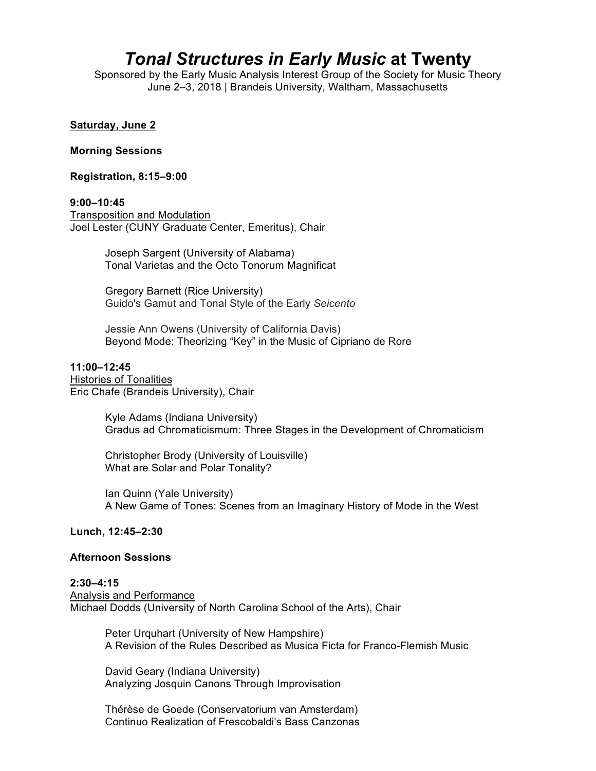# *Tonal Structures in Early Music* at Twenty

Sponsored by the Early Music Analysis Interest Group of the Society for Music Theory
June 2–3, 2018 | Brandeis University, Waltham, Massachusetts

## Saturday, June 2

### Morning Sessions

**Registration, 8:15–9:00**

**9:00–10:45**
Transposition and Modulation
Joel Lester (CUNY Graduate Center, Emeritus), Chair

> Joseph Sargent (University of Alabama)
> Tonal Varietas and the Octo Tonorum Magnificat
>
> Gregory Barnett (Rice University)
> Guido's Gamut and Tonal Style of the Early *Seicento*
>
> Jessie Ann Owens (University of California Davis)
> Beyond Mode: Theorizing “Key” in the Music of Cipriano de Rore

**11:00–12:45**
Histories of Tonalities
Eric Chafe (Brandeis University), Chair

> Kyle Adams (Indiana University)
> Gradus ad Chromaticismum: Three Stages in the Development of Chromaticism
>
> Christopher Brody (University of Louisville)
> What are Solar and Polar Tonality?
>
> Ian Quinn (Yale University)
> A New Game of Tones: Scenes from an Imaginary History of Mode in the West

**Lunch, 12:45–2:30**

### Afternoon Sessions

**2:30–4:15**
Analysis and Performance
Michael Dodds (University of North Carolina School of the Arts), Chair

> Peter Urquhart (University of New Hampshire)
> A Revision of the Rules Described as Musica Ficta for Franco-Flemish Music
>
> David Geary (Indiana University)
> Analyzing Josquin Canons Through Improvisation
>
> Thérèse de Goede (Conservatorium van Amsterdam)
> Continuo Realization of Frescobaldi’s Bass Canzonas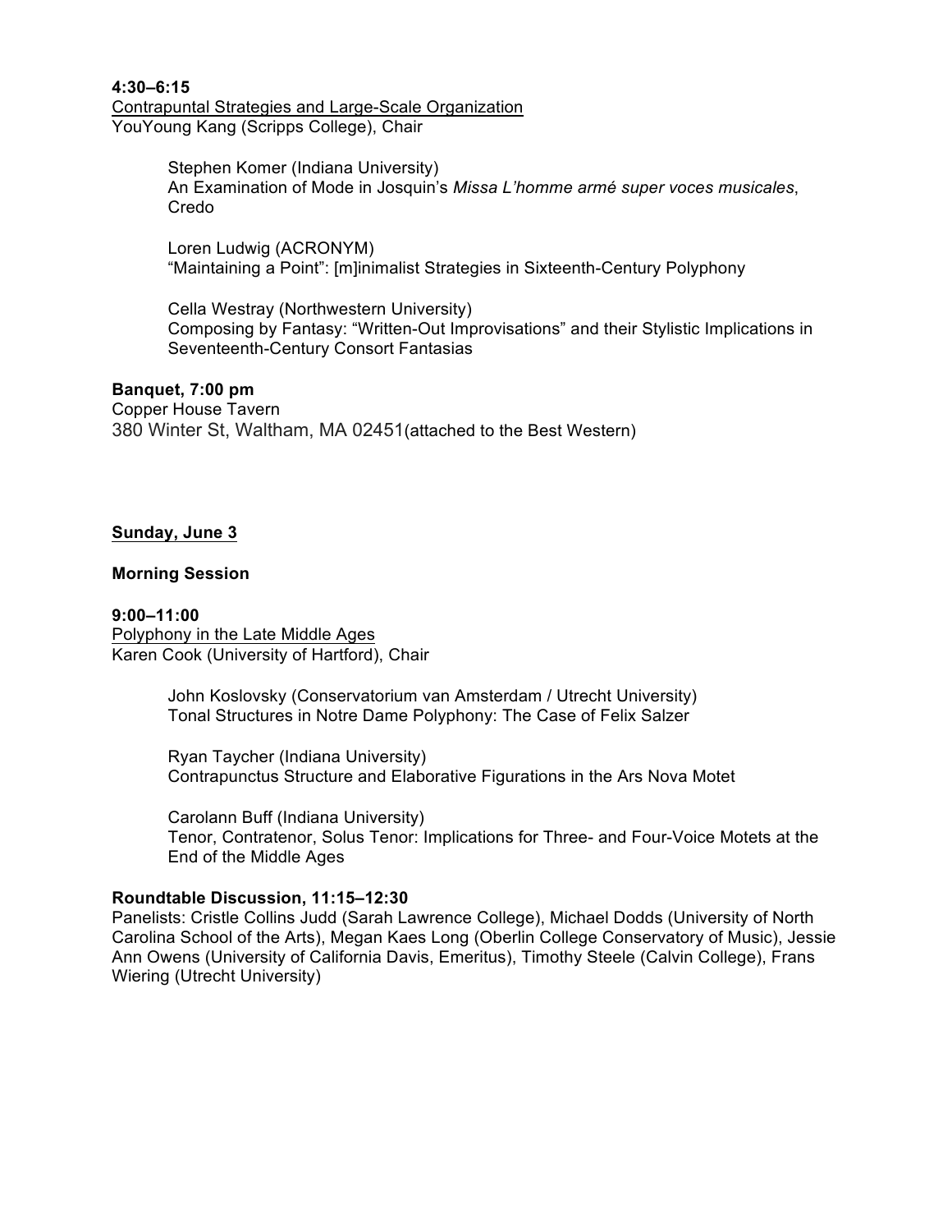**4:30–6:15**
Contrapuntal Strategies and Large-Scale Organization
YouYoung Kang (Scripps College), Chair

> Stephen Komer (Indiana University)
> An Examination of Mode in Josquin's *Missa L'homme armé super voces musicales*, Credo
>
> Loren Ludwig (ACRONYM)
> "Maintaining a Point": [m]inimalist Strategies in Sixteenth-Century Polyphony
>
> Cella Westray (Northwestern University)
> Composing by Fantasy: "Written-Out Improvisations" and their Stylistic Implications in Seventeenth-Century Consort Fantasias

**Banquet, 7:00 pm**
Copper House Tavern
380 Winter St, Waltham, MA 02451(attached to the Best Western)

## Sunday, June 3

**Morning Session**

**9:00–11:00**
Polyphony in the Late Middle Ages
Karen Cook (University of Hartford), Chair

> John Koslovsky (Conservatorium van Amsterdam / Utrecht University)
> Tonal Structures in Notre Dame Polyphony: The Case of Felix Salzer
>
> Ryan Taycher (Indiana University)
> Contrapunctus Structure and Elaborative Figurations in the Ars Nova Motet
>
> Carolann Buff (Indiana University)
> Tenor, Contratenor, Solus Tenor: Implications for Three- and Four-Voice Motets at the End of the Middle Ages

**Roundtable Discussion, 11:15–12:30**
Panelists: Cristle Collins Judd (Sarah Lawrence College), Michael Dodds (University of North Carolina School of the Arts), Megan Kaes Long (Oberlin College Conservatory of Music), Jessie Ann Owens (University of California Davis, Emeritus), Timothy Steele (Calvin College), Frans Wiering (Utrecht University)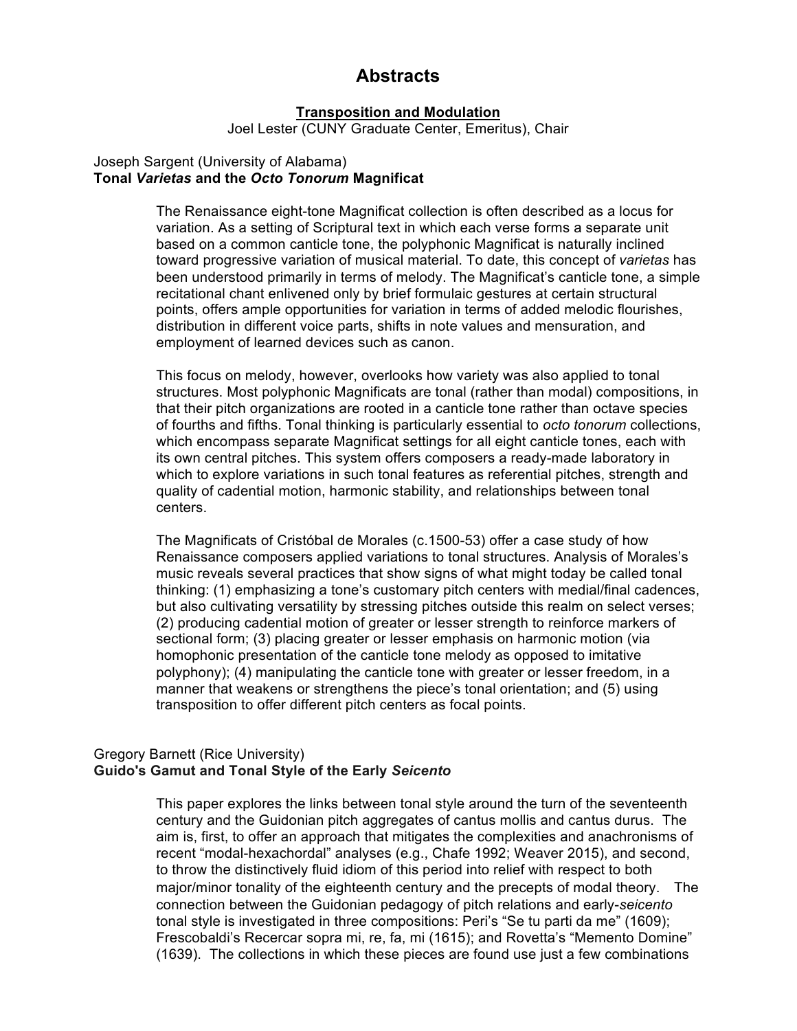# Abstracts

**Transposition and Modulation**

Joel Lester (CUNY Graduate Center, Emeritus), Chair

Joseph Sargent (University of Alabama)

**Tonal *Varietas* and the *Octo Tonorum* Magnificat**

The Renaissance eight-tone Magnificat collection is often described as a locus for variation. As a setting of Scriptural text in which each verse forms a separate unit based on a common canticle tone, the polyphonic Magnificat is naturally inclined toward progressive variation of musical material. To date, this concept of *varietas* has been understood primarily in terms of melody. The Magnificat's canticle tone, a simple recitational chant enlivened only by brief formulaic gestures at certain structural points, offers ample opportunities for variation in terms of added melodic flourishes, distribution in different voice parts, shifts in note values and mensuration, and employment of learned devices such as canon.

This focus on melody, however, overlooks how variety was also applied to tonal structures. Most polyphonic Magnificats are tonal (rather than modal) compositions, in that their pitch organizations are rooted in a canticle tone rather than octave species of fourths and fifths. Tonal thinking is particularly essential to *octo tonorum* collections, which encompass separate Magnificat settings for all eight canticle tones, each with its own central pitches. This system offers composers a ready-made laboratory in which to explore variations in such tonal features as referential pitches, strength and quality of cadential motion, harmonic stability, and relationships between tonal centers.

The Magnificats of Cristóbal de Morales (c.1500-53) offer a case study of how Renaissance composers applied variations to tonal structures. Analysis of Morales's music reveals several practices that show signs of what might today be called tonal thinking: (1) emphasizing a tone's customary pitch centers with medial/final cadences, but also cultivating versatility by stressing pitches outside this realm on select verses; (2) producing cadential motion of greater or lesser strength to reinforce markers of sectional form; (3) placing greater or lesser emphasis on harmonic motion (via homophonic presentation of the canticle tone melody as opposed to imitative polyphony); (4) manipulating the canticle tone with greater or lesser freedom, in a manner that weakens or strengthens the piece's tonal orientation; and (5) using transposition to offer different pitch centers as focal points.

Gregory Barnett (Rice University)

**Guido's Gamut and Tonal Style of the Early *Seicento***

This paper explores the links between tonal style around the turn of the seventeenth century and the Guidonian pitch aggregates of cantus mollis and cantus durus. The aim is, first, to offer an approach that mitigates the complexities and anachronisms of recent "modal-hexachordal" analyses (e.g., Chafe 1992; Weaver 2015), and second, to throw the distinctively fluid idiom of this period into relief with respect to both major/minor tonality of the eighteenth century and the precepts of modal theory. The connection between the Guidonian pedagogy of pitch relations and early-*seicento* tonal style is investigated in three compositions: Peri's "Se tu parti da me" (1609); Frescobaldi's Recercar sopra mi, re, fa, mi (1615); and Rovetta's "Memento Domine" (1639). The collections in which these pieces are found use just a few combinations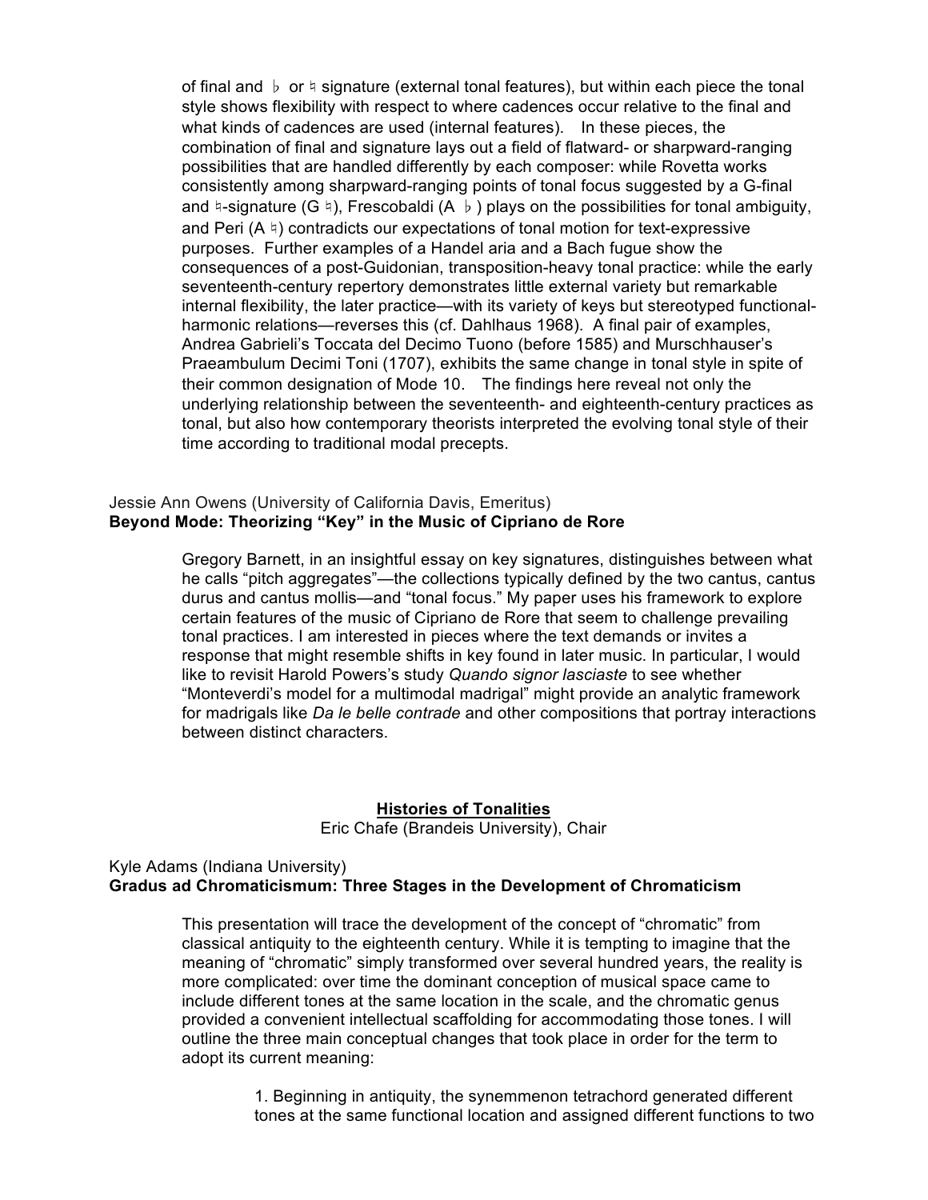of final and ♭ or ♮ signature (external tonal features), but within each piece the tonal style shows flexibility with respect to where cadences occur relative to the final and what kinds of cadences are used (internal features). In these pieces, the combination of final and signature lays out a field of flatward- or sharpward-ranging possibilities that are handled differently by each composer: while Rovetta works consistently among sharpward-ranging points of tonal focus suggested by a G-final and ♮-signature (G ♮), Frescobaldi (A ♭) plays on the possibilities for tonal ambiguity, and Peri (A ♮) contradicts our expectations of tonal motion for text-expressive purposes. Further examples of a Handel aria and a Bach fugue show the consequences of a post-Guidonian, transposition-heavy tonal practice: while the early seventeenth-century repertory demonstrates little external variety but remarkable internal flexibility, the later practice—with its variety of keys but stereotyped functional-harmonic relations—reverses this (cf. Dahlhaus 1968). A final pair of examples, Andrea Gabrieli's Toccata del Decimo Tuono (before 1585) and Murschhauser's Praeambulum Decimi Toni (1707), exhibits the same change in tonal style in spite of their common designation of Mode 10. The findings here reveal not only the underlying relationship between the seventeenth- and eighteenth-century practices as tonal, but also how contemporary theorists interpreted the evolving tonal style of their time according to traditional modal precepts.

Jessie Ann Owens (University of California Davis, Emeritus)
**Beyond Mode: Theorizing "Key" in the Music of Cipriano de Rore**

Gregory Barnett, in an insightful essay on key signatures, distinguishes between what he calls "pitch aggregates"—the collections typically defined by the two cantus, cantus durus and cantus mollis—and "tonal focus." My paper uses his framework to explore certain features of the music of Cipriano de Rore that seem to challenge prevailing tonal practices. I am interested in pieces where the text demands or invites a response that might resemble shifts in key found in later music. In particular, I would like to revisit Harold Powers's study *Quando signor lasciaste* to see whether "Monteverdi's model for a multimodal madrigal" might provide an analytic framework for madrigals like *Da le belle contrade* and other compositions that portray interactions between distinct characters.

## Histories of Tonalities

Eric Chafe (Brandeis University), Chair

Kyle Adams (Indiana University)
**Gradus ad Chromaticismum: Three Stages in the Development of Chromaticism**

This presentation will trace the development of the concept of "chromatic" from classical antiquity to the eighteenth century. While it is tempting to imagine that the meaning of "chromatic" simply transformed over several hundred years, the reality is more complicated: over time the dominant conception of musical space came to include different tones at the same location in the scale, and the chromatic genus provided a convenient intellectual scaffolding for accommodating those tones. I will outline the three main conceptual changes that took place in order for the term to adopt its current meaning:

1. Beginning in antiquity, the synemmenon tetrachord generated different tones at the same functional location and assigned different functions to two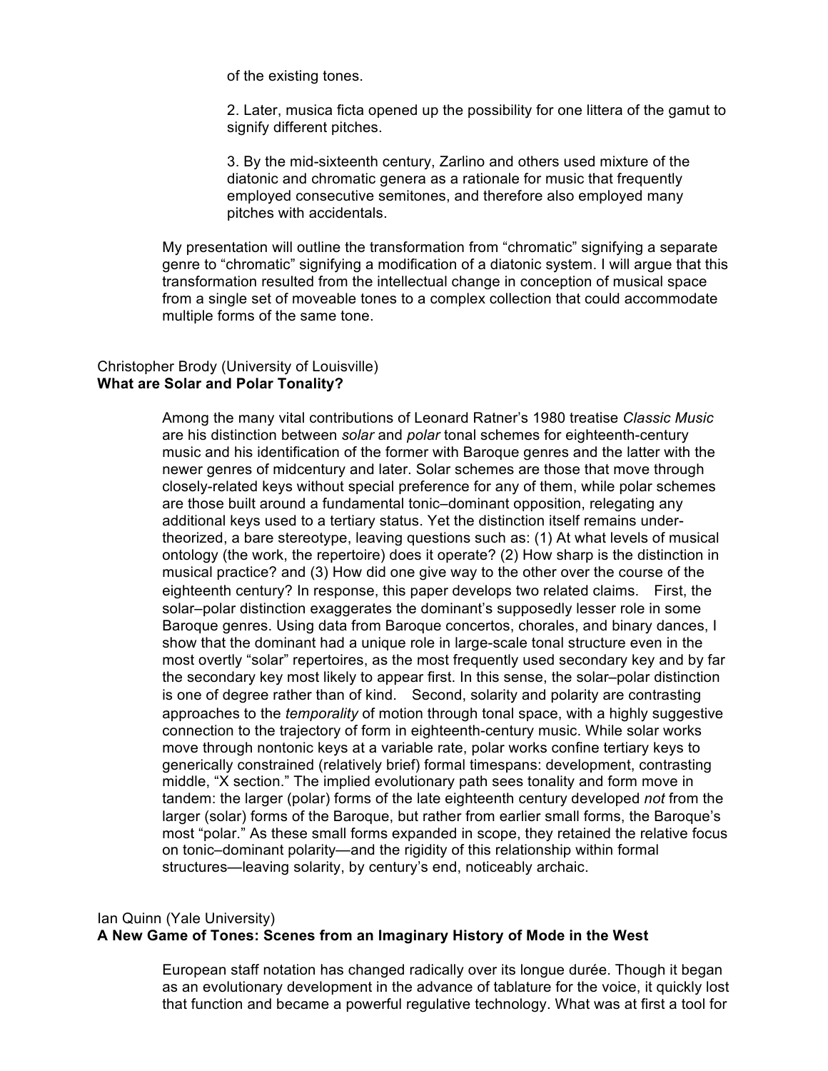of the existing tones.

2. Later, musica ficta opened up the possibility for one littera of the gamut to signify different pitches.

3. By the mid-sixteenth century, Zarlino and others used mixture of the diatonic and chromatic genera as a rationale for music that frequently employed consecutive semitones, and therefore also employed many pitches with accidentals.

My presentation will outline the transformation from "chromatic" signifying a separate genre to "chromatic" signifying a modification of a diatonic system. I will argue that this transformation resulted from the intellectual change in conception of musical space from a single set of moveable tones to a complex collection that could accommodate multiple forms of the same tone.

Christopher Brody (University of Louisville)
**What are Solar and Polar Tonality?**

Among the many vital contributions of Leonard Ratner's 1980 treatise *Classic Music* are his distinction between *solar* and *polar* tonal schemes for eighteenth-century music and his identification of the former with Baroque genres and the latter with the newer genres of midcentury and later. Solar schemes are those that move through closely-related keys without special preference for any of them, while polar schemes are those built around a fundamental tonic–dominant opposition, relegating any additional keys used to a tertiary status. Yet the distinction itself remains under-theorized, a bare stereotype, leaving questions such as: (1) At what levels of musical ontology (the work, the repertoire) does it operate? (2) How sharp is the distinction in musical practice? and (3) How did one give way to the other over the course of the eighteenth century? In response, this paper develops two related claims. First, the solar–polar distinction exaggerates the dominant's supposedly lesser role in some Baroque genres. Using data from Baroque concertos, chorales, and binary dances, I show that the dominant had a unique role in large-scale tonal structure even in the most overtly "solar" repertoires, as the most frequently used secondary key and by far the secondary key most likely to appear first. In this sense, the solar–polar distinction is one of degree rather than of kind. Second, solarity and polarity are contrasting approaches to the *temporality* of motion through tonal space, with a highly suggestive connection to the trajectory of form in eighteenth-century music. While solar works move through nontonic keys at a variable rate, polar works confine tertiary keys to generically constrained (relatively brief) formal timespans: development, contrasting middle, "X section." The implied evolutionary path sees tonality and form move in tandem: the larger (polar) forms of the late eighteenth century developed *not* from the larger (solar) forms of the Baroque, but rather from earlier small forms, the Baroque's most "polar." As these small forms expanded in scope, they retained the relative focus on tonic–dominant polarity—and the rigidity of this relationship within formal structures—leaving solarity, by century's end, noticeably archaic.

Ian Quinn (Yale University)
**A New Game of Tones: Scenes from an Imaginary History of Mode in the West**

European staff notation has changed radically over its longue durée. Though it began as an evolutionary development in the advance of tablature for the voice, it quickly lost that function and became a powerful regulative technology. What was at first a tool for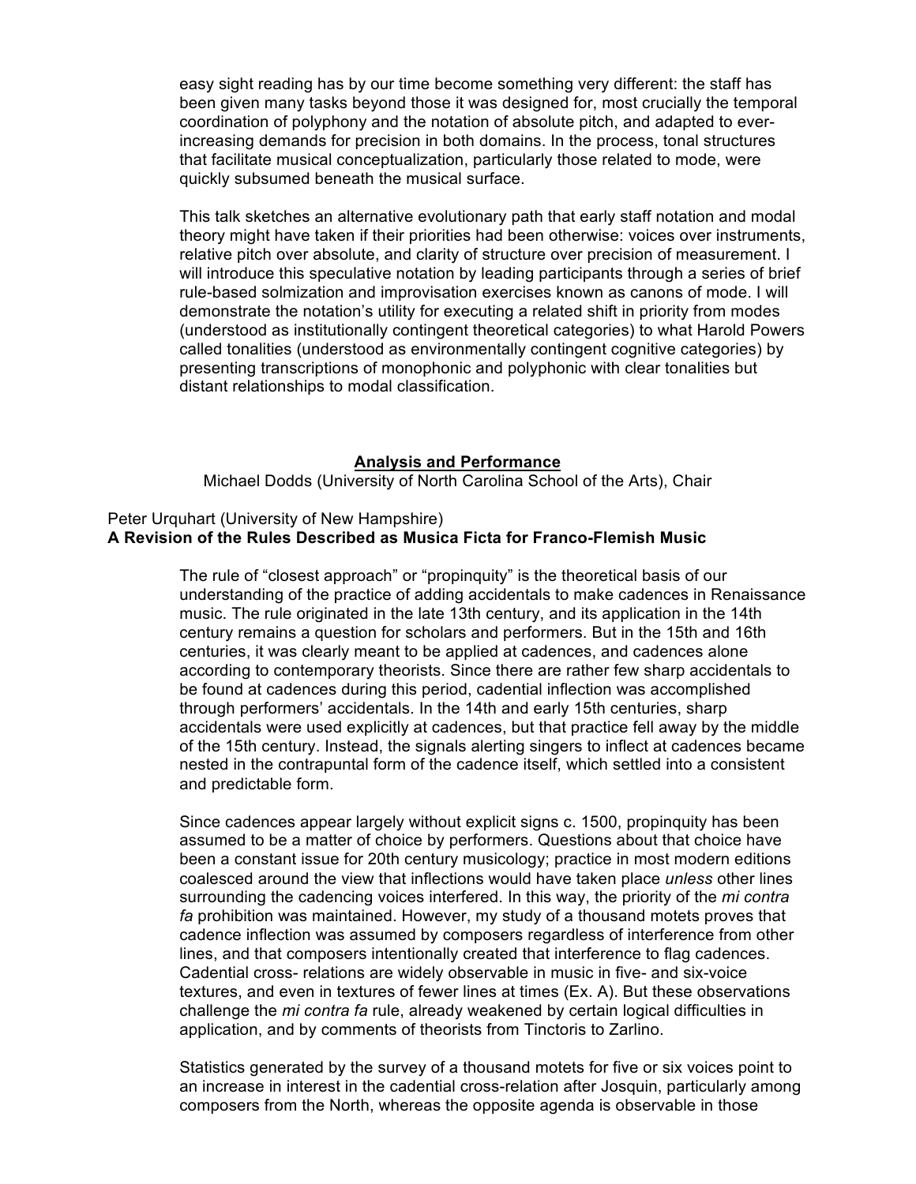easy sight reading has by our time become something very different: the staff has been given many tasks beyond those it was designed for, most crucially the temporal coordination of polyphony and the notation of absolute pitch, and adapted to ever-increasing demands for precision in both domains. In the process, tonal structures that facilitate musical conceptualization, particularly those related to mode, were quickly subsumed beneath the musical surface.

This talk sketches an alternative evolutionary path that early staff notation and modal theory might have taken if their priorities had been otherwise: voices over instruments, relative pitch over absolute, and clarity of structure over precision of measurement. I will introduce this speculative notation by leading participants through a series of brief rule-based solmization and improvisation exercises known as canons of mode. I will demonstrate the notation's utility for executing a related shift in priority from modes (understood as institutionally contingent theoretical categories) to what Harold Powers called tonalities (understood as environmentally contingent cognitive categories) by presenting transcriptions of monophonic and polyphonic with clear tonalities but distant relationships to modal classification.

## Analysis and Performance

Michael Dodds (University of North Carolina School of the Arts), Chair

Peter Urquhart (University of New Hampshire)
**A Revision of the Rules Described as Musica Ficta for Franco-Flemish Music**

The rule of "closest approach" or "propinquity" is the theoretical basis of our understanding of the practice of adding accidentals to make cadences in Renaissance music. The rule originated in the late 13th century, and its application in the 14th century remains a question for scholars and performers. But in the 15th and 16th centuries, it was clearly meant to be applied at cadences, and cadences alone according to contemporary theorists. Since there are rather few sharp accidentals to be found at cadences during this period, cadential inflection was accomplished through performers' accidentals. In the 14th and early 15th centuries, sharp accidentals were used explicitly at cadences, but that practice fell away by the middle of the 15th century. Instead, the signals alerting singers to inflect at cadences became nested in the contrapuntal form of the cadence itself, which settled into a consistent and predictable form.

Since cadences appear largely without explicit signs c. 1500, propinquity has been assumed to be a matter of choice by performers. Questions about that choice have been a constant issue for 20th century musicology; practice in most modern editions coalesced around the view that inflections would have taken place *unless* other lines surrounding the cadencing voices interfered. In this way, the priority of the *mi contra fa* prohibition was maintained. However, my study of a thousand motets proves that cadence inflection was assumed by composers regardless of interference from other lines, and that composers intentionally created that interference to flag cadences. Cadential cross- relations are widely observable in music in five- and six-voice textures, and even in textures of fewer lines at times (Ex. A). But these observations challenge the *mi contra fa* rule, already weakened by certain logical difficulties in application, and by comments of theorists from Tinctoris to Zarlino.

Statistics generated by the survey of a thousand motets for five or six voices point to an increase in interest in the cadential cross-relation after Josquin, particularly among composers from the North, whereas the opposite agenda is observable in those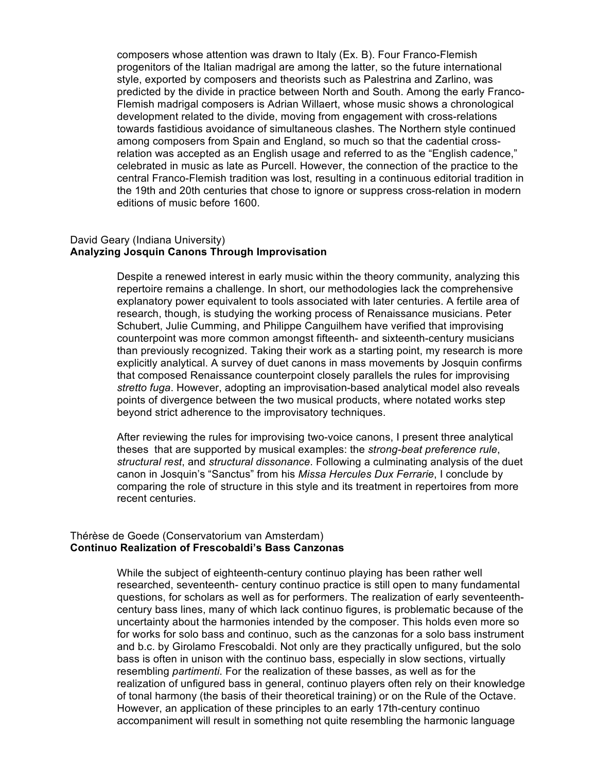composers whose attention was drawn to Italy (Ex. B). Four Franco-Flemish progenitors of the Italian madrigal are among the latter, so the future international style, exported by composers and theorists such as Palestrina and Zarlino, was predicted by the divide in practice between North and South. Among the early Franco-Flemish madrigal composers is Adrian Willaert, whose music shows a chronological development related to the divide, moving from engagement with cross-relations towards fastidious avoidance of simultaneous clashes. The Northern style continued among composers from Spain and England, so much so that the cadential cross-relation was accepted as an English usage and referred to as the "English cadence," celebrated in music as late as Purcell. However, the connection of the practice to the central Franco-Flemish tradition was lost, resulting in a continuous editorial tradition in the 19th and 20th centuries that chose to ignore or suppress cross-relation in modern editions of music before 1600.

David Geary (Indiana University)
**Analyzing Josquin Canons Through Improvisation**

Despite a renewed interest in early music within the theory community, analyzing this repertoire remains a challenge. In short, our methodologies lack the comprehensive explanatory power equivalent to tools associated with later centuries. A fertile area of research, though, is studying the working process of Renaissance musicians. Peter Schubert, Julie Cumming, and Philippe Canguilhem have verified that improvising counterpoint was more common amongst fifteenth- and sixteenth-century musicians than previously recognized. Taking their work as a starting point, my research is more explicitly analytical. A survey of duet canons in mass movements by Josquin confirms that composed Renaissance counterpoint closely parallels the rules for improvising *stretto fuga*. However, adopting an improvisation-based analytical model also reveals points of divergence between the two musical products, where notated works step beyond strict adherence to the improvisatory techniques.

After reviewing the rules for improvising two-voice canons, I present three analytical theses that are supported by musical examples: the *strong-beat preference rule*, *structural rest*, and *structural dissonance*. Following a culminating analysis of the duet canon in Josquin's "Sanctus" from his *Missa Hercules Dux Ferrarie*, I conclude by comparing the role of structure in this style and its treatment in repertoires from more recent centuries.

Thérèse de Goede (Conservatorium van Amsterdam)
**Continuo Realization of Frescobaldi's Bass Canzonas**

While the subject of eighteenth-century continuo playing has been rather well researched, seventeenth- century continuo practice is still open to many fundamental questions, for scholars as well as for performers. The realization of early seventeenth-century bass lines, many of which lack continuo figures, is problematic because of the uncertainty about the harmonies intended by the composer. This holds even more so for works for solo bass and continuo, such as the canzonas for a solo bass instrument and b.c. by Girolamo Frescobaldi. Not only are they practically unfigured, but the solo bass is often in unison with the continuo bass, especially in slow sections, virtually resembling *partimenti*. For the realization of these basses, as well as for the realization of unfigured bass in general, continuo players often rely on their knowledge of tonal harmony (the basis of their theoretical training) or on the Rule of the Octave. However, an application of these principles to an early 17th-century continuo accompaniment will result in something not quite resembling the harmonic language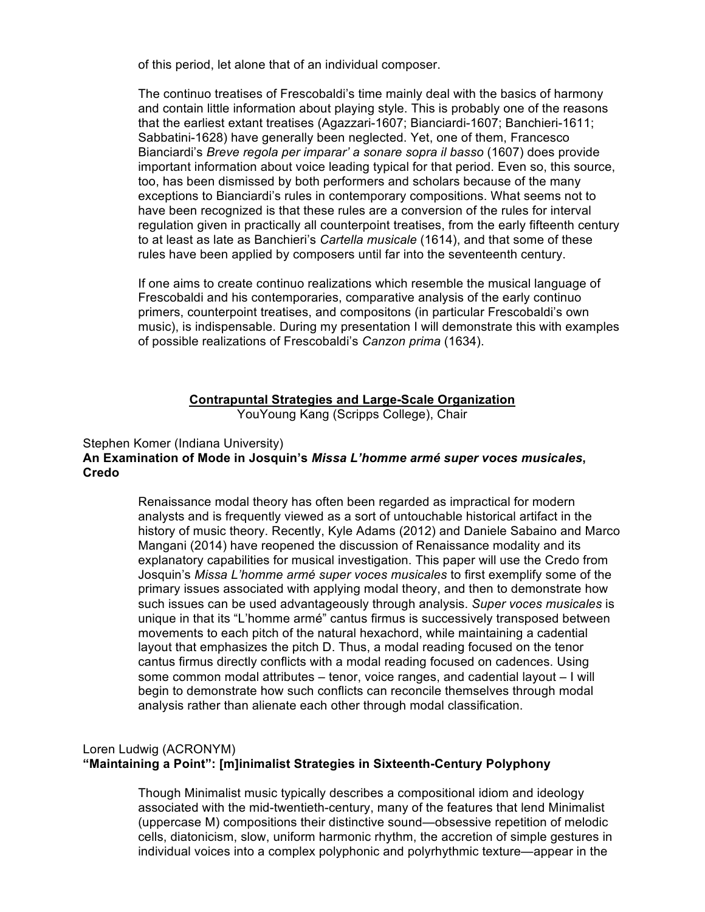of this period, let alone that of an individual composer.

The continuo treatises of Frescobaldi's time mainly deal with the basics of harmony and contain little information about playing style. This is probably one of the reasons that the earliest extant treatises (Agazzari-1607; Bianciardi-1607; Banchieri-1611; Sabbatini-1628) have generally been neglected. Yet, one of them, Francesco Bianciardi's *Breve regola per imparar' a sonare sopra il basso* (1607) does provide important information about voice leading typical for that period. Even so, this source, too, has been dismissed by both performers and scholars because of the many exceptions to Bianciardi's rules in contemporary compositions. What seems not to have been recognized is that these rules are a conversion of the rules for interval regulation given in practically all counterpoint treatises, from the early fifteenth century to at least as late as Banchieri's *Cartella musicale* (1614), and that some of these rules have been applied by composers until far into the seventeenth century.

If one aims to create continuo realizations which resemble the musical language of Frescobaldi and his contemporaries, comparative analysis of the early continuo primers, counterpoint treatises, and compositons (in particular Frescobaldi's own music), is indispensable. During my presentation I will demonstrate this with examples of possible realizations of Frescobaldi's *Canzon prima* (1634).

## Contrapuntal Strategies and Large-Scale Organization

YouYoung Kang (Scripps College), Chair

Stephen Komer (Indiana University)
**An Examination of Mode in Josquin's *Missa L'homme armé super voces musicales*, Credo**

Renaissance modal theory has often been regarded as impractical for modern analysts and is frequently viewed as a sort of untouchable historical artifact in the history of music theory. Recently, Kyle Adams (2012) and Daniele Sabaino and Marco Mangani (2014) have reopened the discussion of Renaissance modality and its explanatory capabilities for musical investigation. This paper will use the Credo from Josquin's *Missa L'homme armé super voces musicales* to first exemplify some of the primary issues associated with applying modal theory, and then to demonstrate how such issues can be used advantageously through analysis. *Super voces musicales* is unique in that its "L'homme armé" cantus firmus is successively transposed between movements to each pitch of the natural hexachord, while maintaining a cadential layout that emphasizes the pitch D. Thus, a modal reading focused on the tenor cantus firmus directly conflicts with a modal reading focused on cadences. Using some common modal attributes – tenor, voice ranges, and cadential layout – I will begin to demonstrate how such conflicts can reconcile themselves through modal analysis rather than alienate each other through modal classification.

Loren Ludwig (ACRONYM)
**"Maintaining a Point": [m]inimalist Strategies in Sixteenth-Century Polyphony**

Though Minimalist music typically describes a compositional idiom and ideology associated with the mid-twentieth-century, many of the features that lend Minimalist (uppercase M) compositions their distinctive sound—obsessive repetition of melodic cells, diatonicism, slow, uniform harmonic rhythm, the accretion of simple gestures in individual voices into a complex polyphonic and polyrhythmic texture—appear in the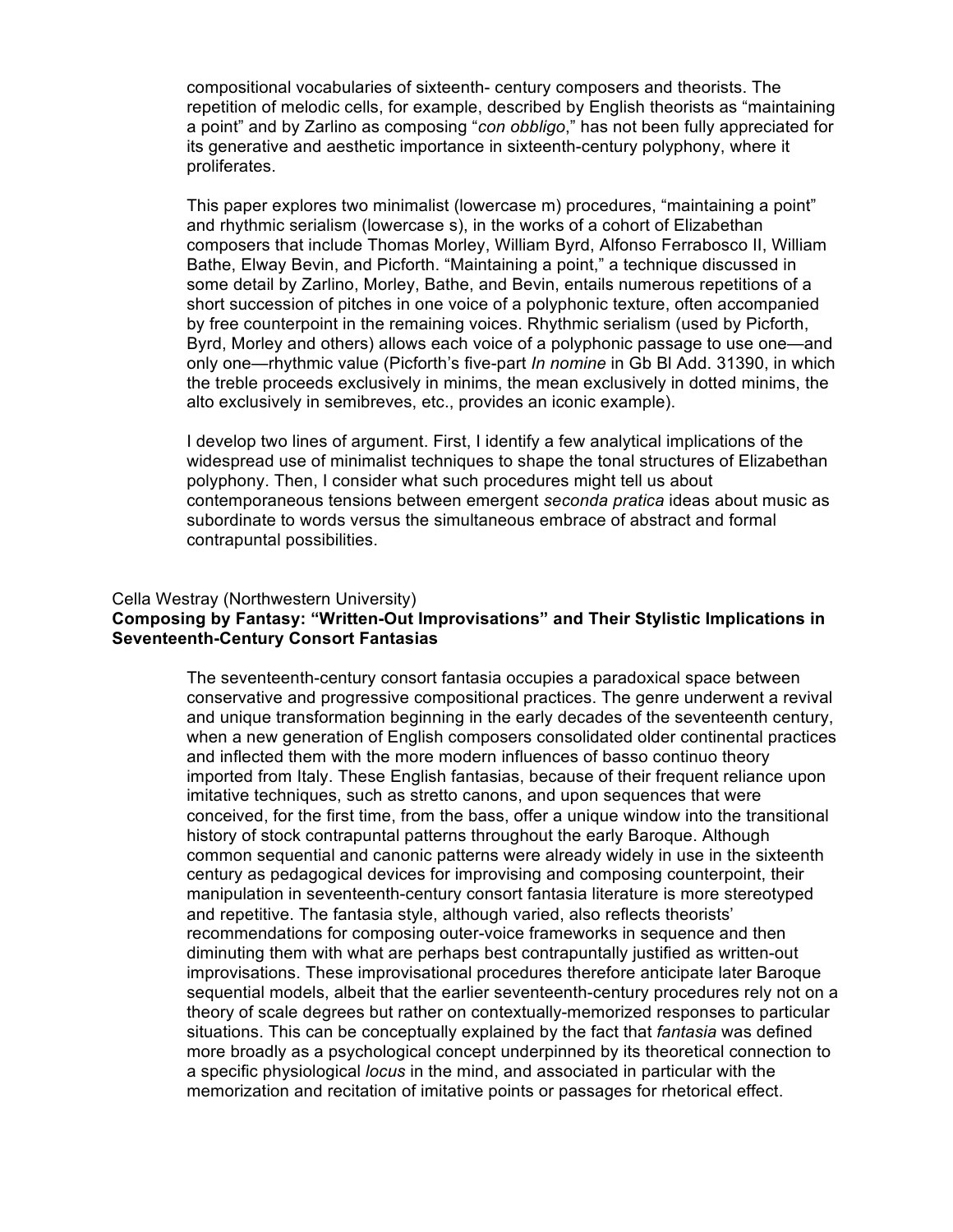compositional vocabularies of sixteenth- century composers and theorists. The repetition of melodic cells, for example, described by English theorists as "maintaining a point" and by Zarlino as composing "*con obbligo*," has not been fully appreciated for its generative and aesthetic importance in sixteenth-century polyphony, where it proliferates.

This paper explores two minimalist (lowercase m) procedures, "maintaining a point" and rhythmic serialism (lowercase s), in the works of a cohort of Elizabethan composers that include Thomas Morley, William Byrd, Alfonso Ferrabosco II, William Bathe, Elway Bevin, and Picforth. "Maintaining a point," a technique discussed in some detail by Zarlino, Morley, Bathe, and Bevin, entails numerous repetitions of a short succession of pitches in one voice of a polyphonic texture, often accompanied by free counterpoint in the remaining voices. Rhythmic serialism (used by Picforth, Byrd, Morley and others) allows each voice of a polyphonic passage to use one—and only one—rhythmic value (Picforth's five-part *In nomine* in Gb Bl Add. 31390, in which the treble proceeds exclusively in minims, the mean exclusively in dotted minims, the alto exclusively in semibreves, etc., provides an iconic example).

I develop two lines of argument. First, I identify a few analytical implications of the widespread use of minimalist techniques to shape the tonal structures of Elizabethan polyphony. Then, I consider what such procedures might tell us about contemporaneous tensions between emergent *seconda pratica* ideas about music as subordinate to words versus the simultaneous embrace of abstract and formal contrapuntal possibilities.

Cella Westray (Northwestern University)

**Composing by Fantasy: "Written-Out Improvisations" and Their Stylistic Implications in Seventeenth-Century Consort Fantasias**

The seventeenth-century consort fantasia occupies a paradoxical space between conservative and progressive compositional practices. The genre underwent a revival and unique transformation beginning in the early decades of the seventeenth century, when a new generation of English composers consolidated older continental practices and inflected them with the more modern influences of basso continuo theory imported from Italy. These English fantasias, because of their frequent reliance upon imitative techniques, such as stretto canons, and upon sequences that were conceived, for the first time, from the bass, offer a unique window into the transitional history of stock contrapuntal patterns throughout the early Baroque. Although common sequential and canonic patterns were already widely in use in the sixteenth century as pedagogical devices for improvising and composing counterpoint, their manipulation in seventeenth-century consort fantasia literature is more stereotyped and repetitive. The fantasia style, although varied, also reflects theorists' recommendations for composing outer-voice frameworks in sequence and then diminuting them with what are perhaps best contrapuntally justified as written-out improvisations. These improvisational procedures therefore anticipate later Baroque sequential models, albeit that the earlier seventeenth-century procedures rely not on a theory of scale degrees but rather on contextually-memorized responses to particular situations. This can be conceptually explained by the fact that *fantasia* was defined more broadly as a psychological concept underpinned by its theoretical connection to a specific physiological *locus* in the mind, and associated in particular with the memorization and recitation of imitative points or passages for rhetorical effect.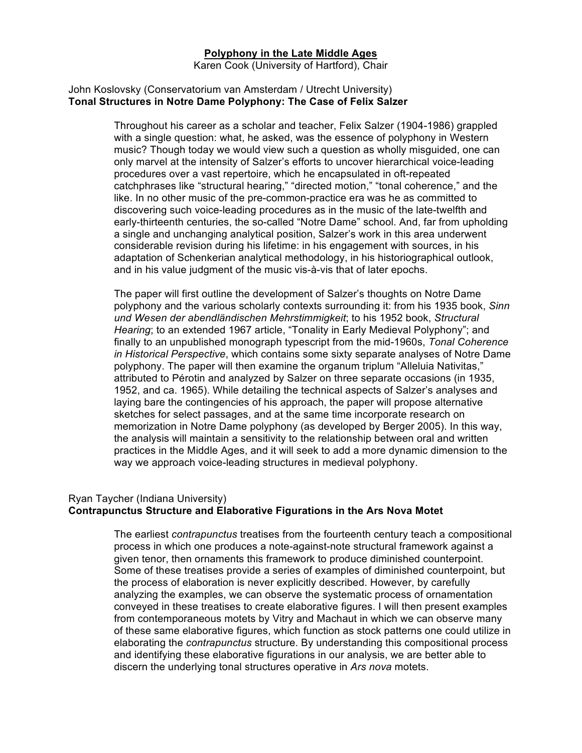## Polyphony in the Late Middle Ages

Karen Cook (University of Hartford), Chair

John Koslovsky (Conservatorium van Amsterdam / Utrecht University)
**Tonal Structures in Notre Dame Polyphony: The Case of Felix Salzer**

Throughout his career as a scholar and teacher, Felix Salzer (1904-1986) grappled with a single question: what, he asked, was the essence of polyphony in Western music? Though today we would view such a question as wholly misguided, one can only marvel at the intensity of Salzer's efforts to uncover hierarchical voice-leading procedures over a vast repertoire, which he encapsulated in oft-repeated catchphrases like "structural hearing," "directed motion," "tonal coherence," and the like. In no other music of the pre-common-practice era was he as committed to discovering such voice-leading procedures as in the music of the late-twelfth and early-thirteenth centuries, the so-called "Notre Dame" school. And, far from upholding a single and unchanging analytical position, Salzer's work in this area underwent considerable revision during his lifetime: in his engagement with sources, in his adaptation of Schenkerian analytical methodology, in his historiographical outlook, and in his value judgment of the music vis-à-vis that of later epochs.

The paper will first outline the development of Salzer's thoughts on Notre Dame polyphony and the various scholarly contexts surrounding it: from his 1935 book, *Sinn und Wesen der abendländischen Mehrstimmigkeit*; to his 1952 book, *Structural Hearing*; to an extended 1967 article, "Tonality in Early Medieval Polyphony"; and finally to an unpublished monograph typescript from the mid-1960s, *Tonal Coherence in Historical Perspective*, which contains some sixty separate analyses of Notre Dame polyphony. The paper will then examine the organum triplum "Alleluia Nativitas," attributed to Pérotin and analyzed by Salzer on three separate occasions (in 1935, 1952, and ca. 1965). While detailing the technical aspects of Salzer's analyses and laying bare the contingencies of his approach, the paper will propose alternative sketches for select passages, and at the same time incorporate research on memorization in Notre Dame polyphony (as developed by Berger 2005). In this way, the analysis will maintain a sensitivity to the relationship between oral and written practices in the Middle Ages, and it will seek to add a more dynamic dimension to the way we approach voice-leading structures in medieval polyphony.

Ryan Taycher (Indiana University)
**Contrapunctus Structure and Elaborative Figurations in the Ars Nova Motet**

The earliest *contrapunctus* treatises from the fourteenth century teach a compositional process in which one produces a note-against-note structural framework against a given tenor, then ornaments this framework to produce diminished counterpoint. Some of these treatises provide a series of examples of diminished counterpoint, but the process of elaboration is never explicitly described. However, by carefully analyzing the examples, we can observe the systematic process of ornamentation conveyed in these treatises to create elaborative figures. I will then present examples from contemporaneous motets by Vitry and Machaut in which we can observe many of these same elaborative figures, which function as stock patterns one could utilize in elaborating the *contrapunctus* structure. By understanding this compositional process and identifying these elaborative figurations in our analysis, we are better able to discern the underlying tonal structures operative in *Ars nova* motets.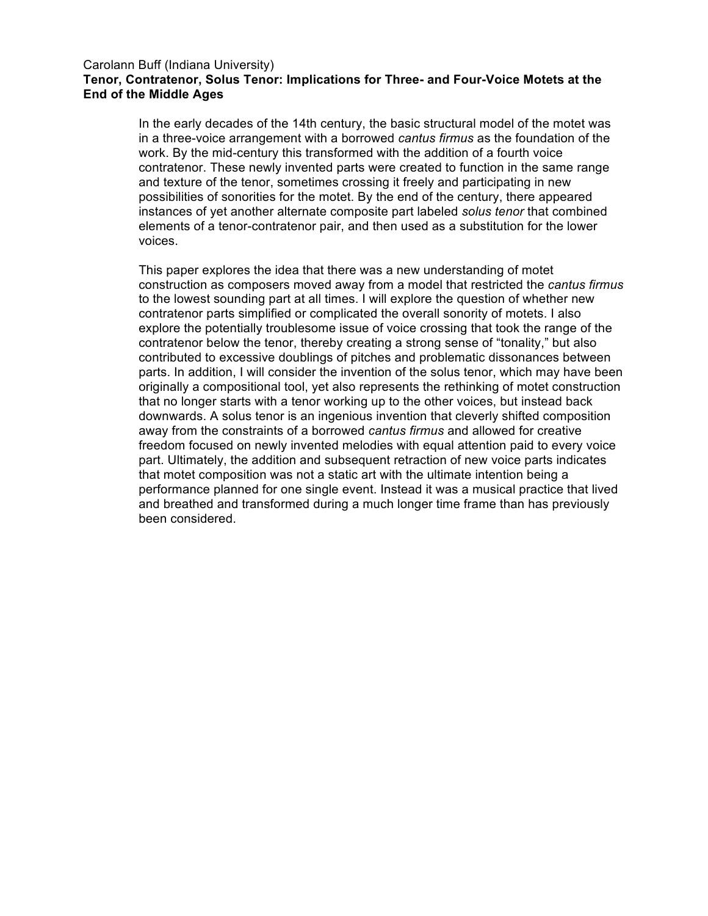Carolann Buff (Indiana University)

**Tenor, Contratenor, Solus Tenor: Implications for Three- and Four-Voice Motets at the End of the Middle Ages**

In the early decades of the 14th century, the basic structural model of the motet was in a three-voice arrangement with a borrowed *cantus firmus* as the foundation of the work. By the mid-century this transformed with the addition of a fourth voice contratenor. These newly invented parts were created to function in the same range and texture of the tenor, sometimes crossing it freely and participating in new possibilities of sonorities for the motet. By the end of the century, there appeared instances of yet another alternate composite part labeled *solus tenor* that combined elements of a tenor-contratenor pair, and then used as a substitution for the lower voices.

This paper explores the idea that there was a new understanding of motet construction as composers moved away from a model that restricted the *cantus firmus* to the lowest sounding part at all times. I will explore the question of whether new contratenor parts simplified or complicated the overall sonority of motets. I also explore the potentially troublesome issue of voice crossing that took the range of the contratenor below the tenor, thereby creating a strong sense of "tonality," but also contributed to excessive doublings of pitches and problematic dissonances between parts. In addition, I will consider the invention of the solus tenor, which may have been originally a compositional tool, yet also represents the rethinking of motet construction that no longer starts with a tenor working up to the other voices, but instead back downwards. A solus tenor is an ingenious invention that cleverly shifted composition away from the constraints of a borrowed *cantus firmus* and allowed for creative freedom focused on newly invented melodies with equal attention paid to every voice part. Ultimately, the addition and subsequent retraction of new voice parts indicates that motet composition was not a static art with the ultimate intention being a performance planned for one single event. Instead it was a musical practice that lived and breathed and transformed during a much longer time frame than has previously been considered.